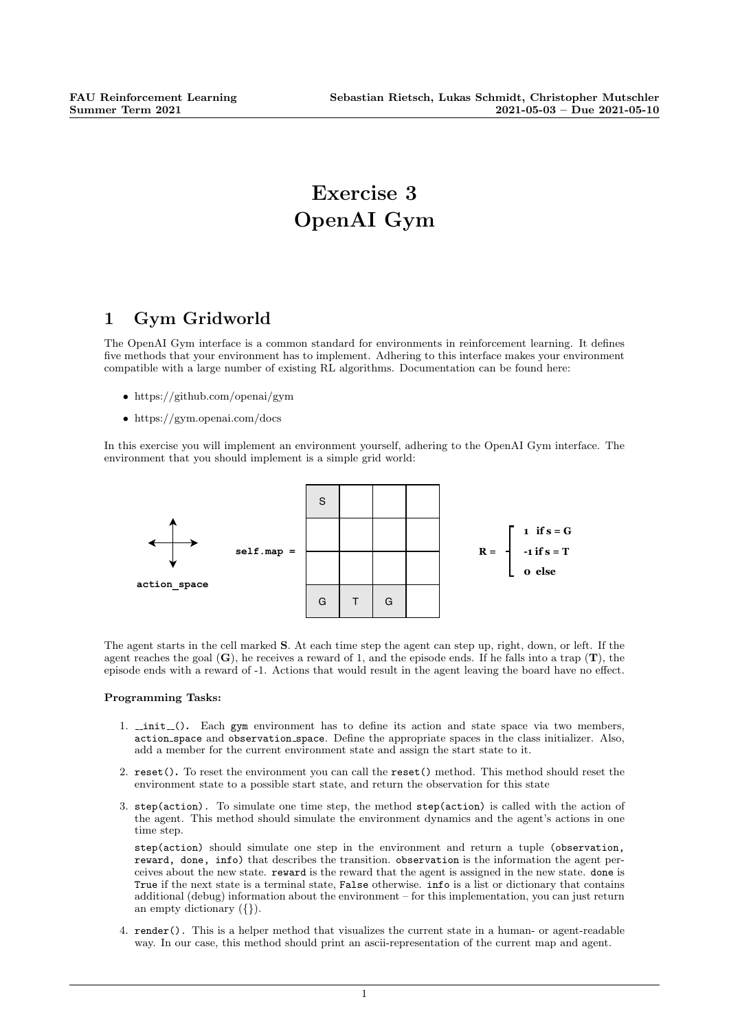# Exercise 3
# OpenAI Gym

## 1 Gym Gridworld

The OpenAI Gym interface is a common standard for environments in reinforcement learning. It defines five methods that your environment has to implement. Adhering to this interface makes your environment compatible with a large number of existing RL algorithms. Documentation can be found here:

- https://github.com/openai/gym
- https://gym.openai.com/docs

In this exercise you will implement an environment yourself, adhering to the OpenAI Gym interface. The environment that you should implement is a simple grid world:

**action_space**

**self.map =**

| S | | | |
|---|---|---|---|
| | | | |
| | | | |
| G | T | G | |

$$R = \begin{cases} 1 & \text{if } s = G \\ -1 & \text{if } s = T \\ 0 & \text{else} \end{cases}$$

The agent starts in the cell marked **S**. At each time step the agent can step up, right, down, or left. If the agent reaches the goal (**G**), he receives a reward of 1, and the episode ends. If he falls into a trap (**T**), the episode ends with a reward of -1. Actions that would result in the agent leaving the board have no effect.

**Programming Tasks:**

1. `__init__()`. Each `gym` environment has to define its action and state space via two members, `action_space` and `observation_space`. Define the appropriate spaces in the class initializer. Also, add a member for the current environment state and assign the start state to it.
2. `reset()`. To reset the environment you can call the `reset()` method. This method should reset the environment state to a possible start state, and return the observation for this state
3. `step(action)`. To simulate one time step, the method `step(action)` is called with the action of the agent. This method should simulate the environment dynamics and the agent's actions in one time step.

   `step(action)` should simulate one step in the environment and return a tuple `(observation, reward, done, info)` that describes the transition. `observation` is the information the agent perceives about the new state. `reward` is the reward that the agent is assigned in the new state. `done` is `True` if the next state is a terminal state, `False` otherwise. `info` is a list or dictionary that contains additional (debug) information about the environment – for this implementation, you can just return an empty dictionary ({}).
4. `render()`. This is a helper method that visualizes the current state in a human- or agent-readable way. In our case, this method should print an ascii-representation of the current map and agent.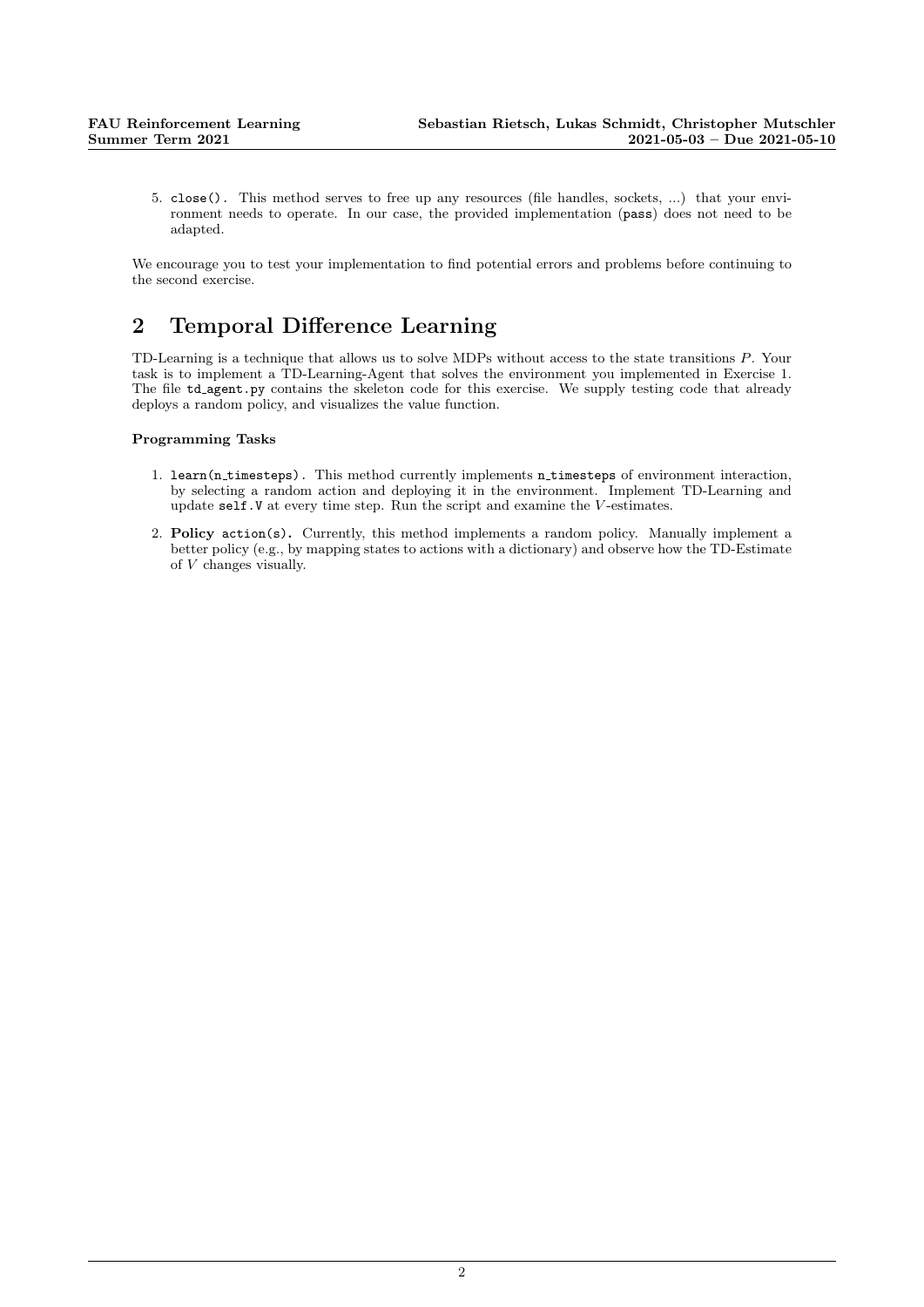5. `close()`. This method serves to free up any resources (file handles, sockets, ...) that your environment needs to operate. In our case, the provided implementation (`pass`) does not need to be adapted.

We encourage you to test your implementation to find potential errors and problems before continuing to the second exercise.

## 2 Temporal Difference Learning

TD-Learning is a technique that allows us to solve MDPs without access to the state transitions $P$. Your task is to implement a TD-Learning-Agent that solves the environment you implemented in Exercise 1. The file `td_agent.py` contains the skeleton code for this exercise. We supply testing code that already deploys a random policy, and visualizes the value function.

### Programming Tasks

1. `learn(n_timesteps)`. This method currently implements `n_timesteps` of environment interaction, by selecting a random action and deploying it in the environment. Implement TD-Learning and update `self.V` at every time step. Run the script and examine the $V$-estimates.
2. **Policy** `action(s)`. Currently, this method implements a random policy. Manually implement a better policy (e.g., by mapping states to actions with a dictionary) and observe how the TD-Estimate of $V$ changes visually.